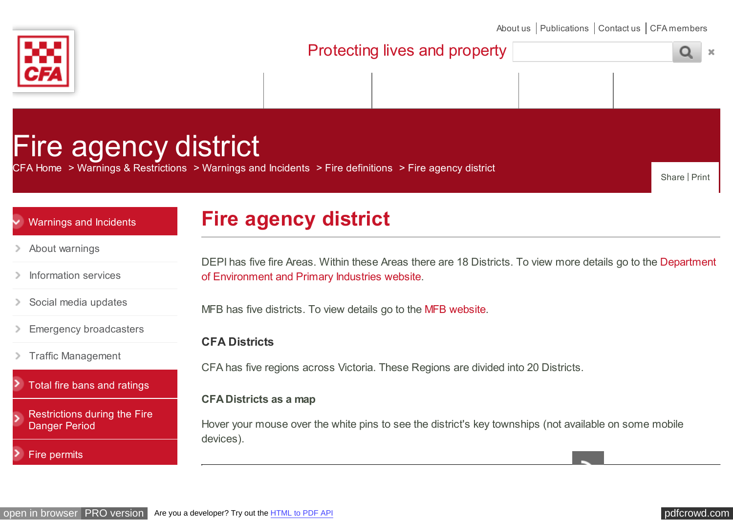About us | Publications | Contact us | CFA members

Protecting lives and property

# Fire agency district

CFA Home > Warnings & Restrictions > Warnings and Incidents > Fire definitions > Fire agency district

Share | Print

- Warnings and Incidents
  - About warnings
  - Information services
  - Social media updates
  - Emergency broadcasters
  - Traffic Management
- Total fire bans and ratings
- Restrictions during the Fire Danger Period
- Fire permits

## Fire agency district

DEPI has five fire Areas. Within these Areas there are 18 Districts. To view more details go to the Department of Environment and Primary Industries website.

MFB has five districts. To view details go to the MFB website.

### CFA Districts

CFA has five regions across Victoria. These Regions are divided into 20 Districts.

### CFA Districts as a map

Hover your mouse over the white pins to see the district's key townships (not available on some mobile devices).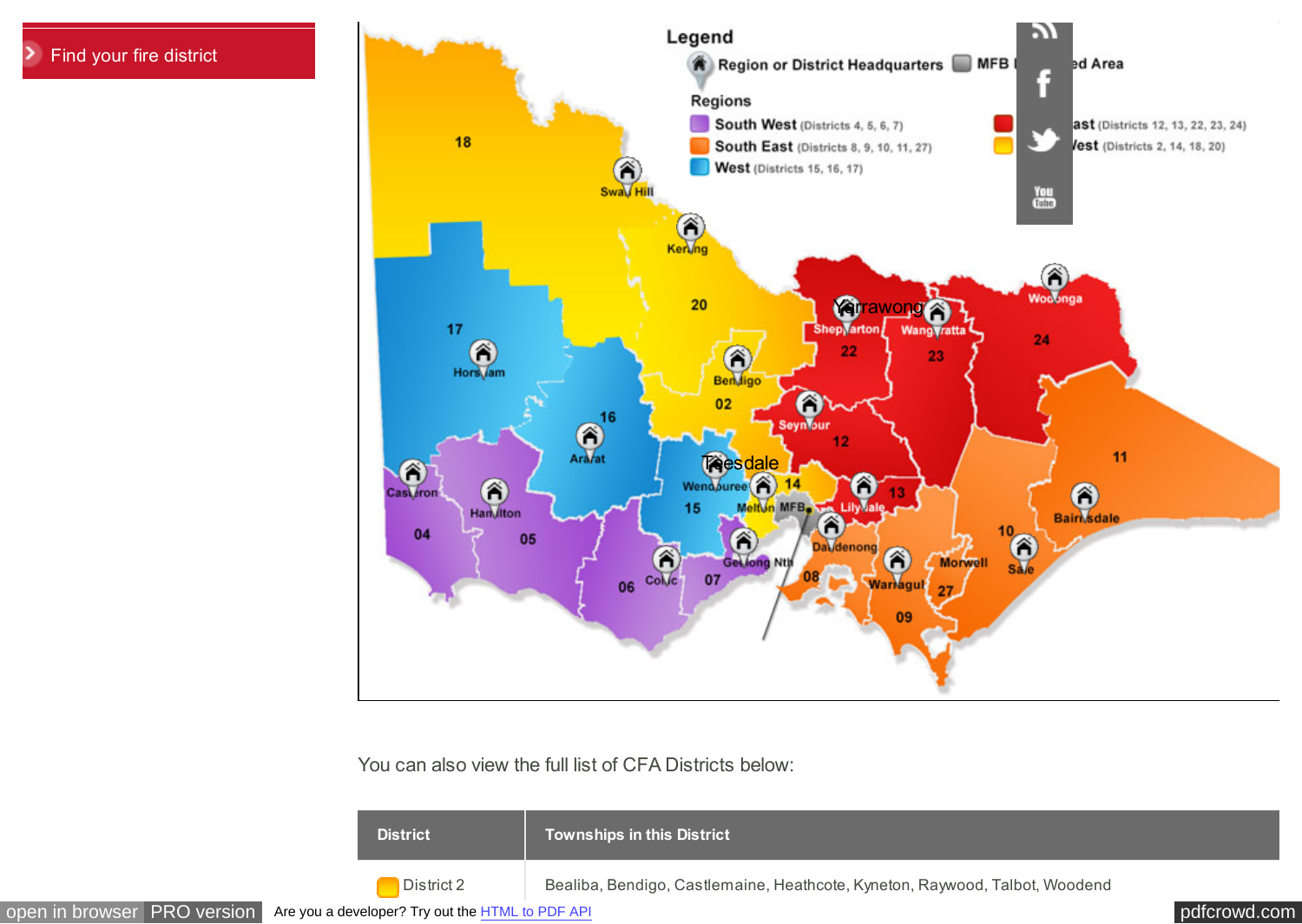Find your fire district

You can also view the full list of CFA Districts below:

| District | Townships in this District |
|---|---|
| District 2 | Bealiba, Bendigo, Castlemaine, Heathcote, Kyneton, Raywood, Talbot, Woodend |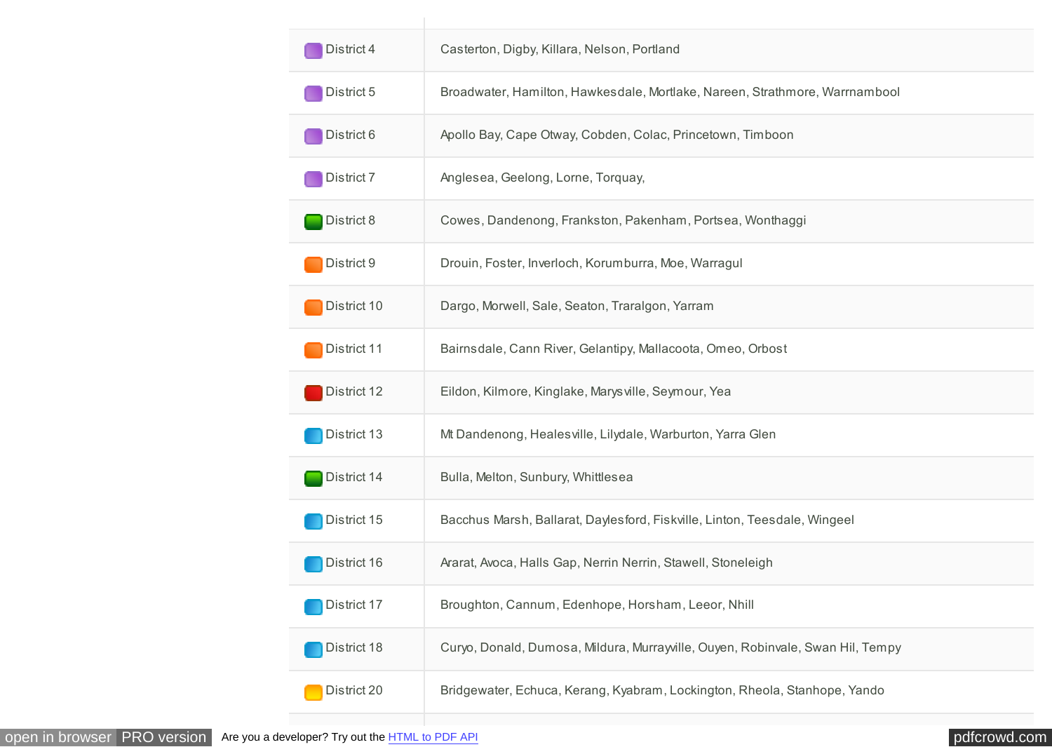| | |
|---|---|
| District 4 | Casterton, Digby, Killara, Nelson, Portland |
| District 5 | Broadwater, Hamilton, Hawkesdale, Mortlake, Nareen, Strathmore, Warrnambool |
| District 6 | Apollo Bay, Cape Otway, Cobden, Colac, Princetown, Timboon |
| District 7 | Anglesea, Geelong, Lorne, Torquay, |
| District 8 | Cowes, Dandenong, Frankston, Pakenham, Portsea, Wonthaggi |
| District 9 | Drouin, Foster, Inverloch, Korumburra, Moe, Warragul |
| District 10 | Dargo, Morwell, Sale, Seaton, Traralgon, Yarram |
| District 11 | Bairnsdale, Cann River, Gelantipy, Mallacoota, Omeo, Orbost |
| District 12 | Eildon, Kilmore, Kinglake, Marysville, Seymour, Yea |
| District 13 | Mt Dandenong, Healesville, Lilydale, Warburton, Yarra Glen |
| District 14 | Bulla, Melton, Sunbury, Whittlesea |
| District 15 | Bacchus Marsh, Ballarat, Daylesford, Fiskville, Linton, Teesdale, Wingeel |
| District 16 | Ararat, Avoca, Halls Gap, Nerrin Nerrin, Stawell, Stoneleigh |
| District 17 | Broughton, Cannum, Edenhope, Horsham, Leeor, Nhill |
| District 18 | Curyo, Donald, Dumosa, Mildura, Murrayville, Ouyen, Robinvale, Swan Hil, Tempy |
| District 20 | Bridgewater, Echuca, Kerang, Kyabram, Lockington, Rheola, Stanhope, Yando |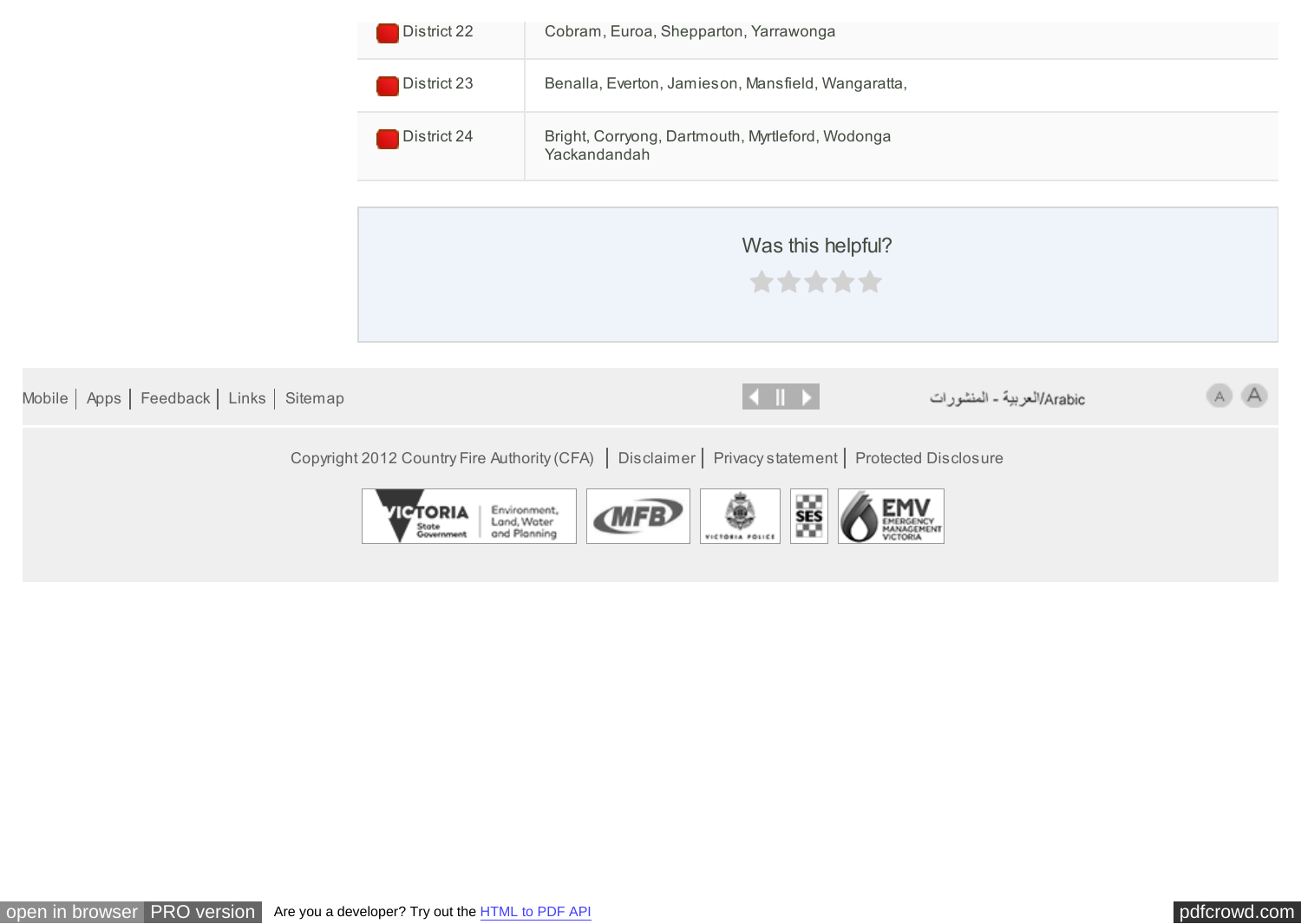| | |
|---|---|
| District 22 | Cobram, Euroa, Shepparton, Yarrawonga |
| District 23 | Benalla, Everton, Jamieson, Mansfield, Wangaratta, |
| District 24 | Bright, Corryong, Dartmouth, Myrtleford, Wodonga Yackandandah |

Was this helpful?

Mobile | Apps | Feedback | Links | Sitemap

العربية - المنشورات/Arabic

Copyright 2012 Country Fire Authority (CFA) | Disclaimer | Privacy statement | Protected Disclosure